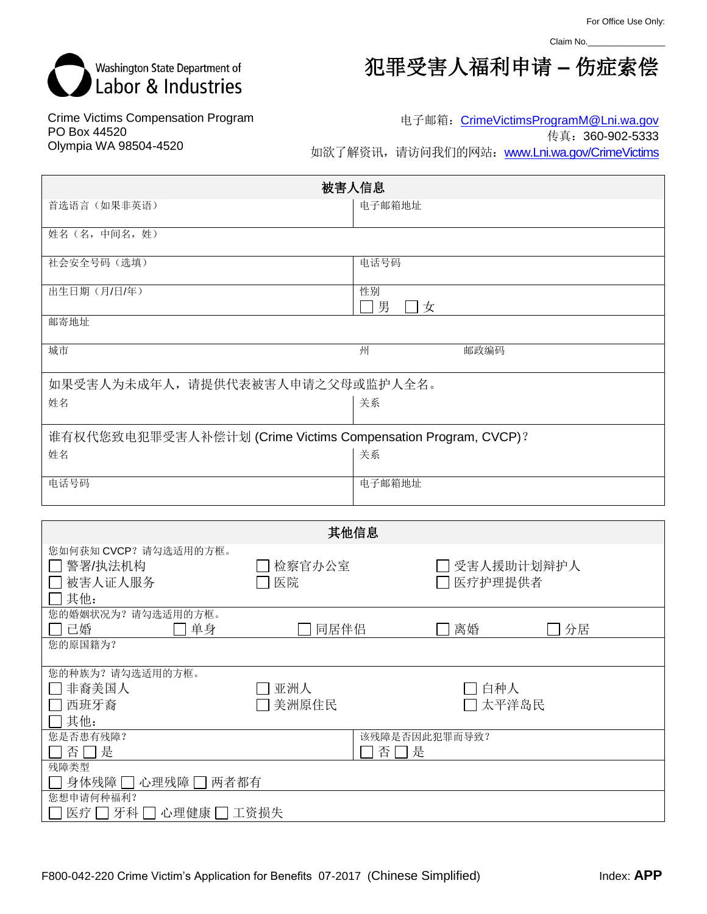For Office Use Only:

Claim No.\_\_\_\_\_\_\_\_\_\_\_\_\_\_\_\_

Washington State Department of
Labor & Industries

# 犯罪受害人福利申请 – 伤症索偿

Crime Victims Compensation Program
PO Box 44520
Olympia WA 98504-4520

电子邮箱：CrimeVictimsProgramM@Lni.wa.gov
传真：360-902-5333
如欲了解资讯，请访问我们的网站：www.Lni.wa.gov/CrimeVictims

## 被害人信息

| 首选语言（如果非英语） | 电子邮箱地址 |
|---|---|
| 姓名（名，中间名，姓） | |
| 社会安全号码（选填） | 电话号码 |
| 出生日期（月/日/年） | 性别 ☐ 男 ☐ 女 |
| 邮寄地址 | |
| 城市 | 州　　邮政编码 |

如果受害人为未成年人，请提供代表被害人申请之父母或监护人全名。

| 姓名 | 关系 |
|---|---|

谁有权代您致电犯罪受害人补偿计划 (Crime Victims Compensation Program, CVCP)？

| 姓名 | 关系 |
|---|---|
| 电话号码 | 电子邮箱地址 |

## 其他信息

您如何获知 CVCP？请勾选适用的方框。
☐ 警署/执法机构　☐ 检察官办公室　☐ 受害人援助计划辩护人
☐ 被害人证人服务　☐ 医院　☐ 医疗护理提供者
☐ 其他：

您的婚姻状况为？请勾选适用的方框。
☐ 已婚　☐ 单身　☐ 同居伴侣　☐ 离婚　☐ 分居

您的原国籍为？

您的种族为？请勾选适用的方框。
☐ 非裔美国人　☐ 亚洲人　☐ 白种人
☐ 西班牙裔　☐ 美洲原住民　☐ 太平洋岛民
☐ 其他：

| 您是否患有残障？ ☐ 否 ☐ 是 | 该残障是否因此犯罪而导致？ ☐ 否 ☐ 是 |
|---|---|

残障类型
☐ 身体残障 ☐ 心理残障 ☐ 两者都有

您想申请何种福利？
☐ 医疗 ☐ 牙科 ☐ 心理健康 ☐ 工资损失

F800-042-220 Crime Victim's Application for Benefits 07-2017 (Chinese Simplified)　　Index: **APP**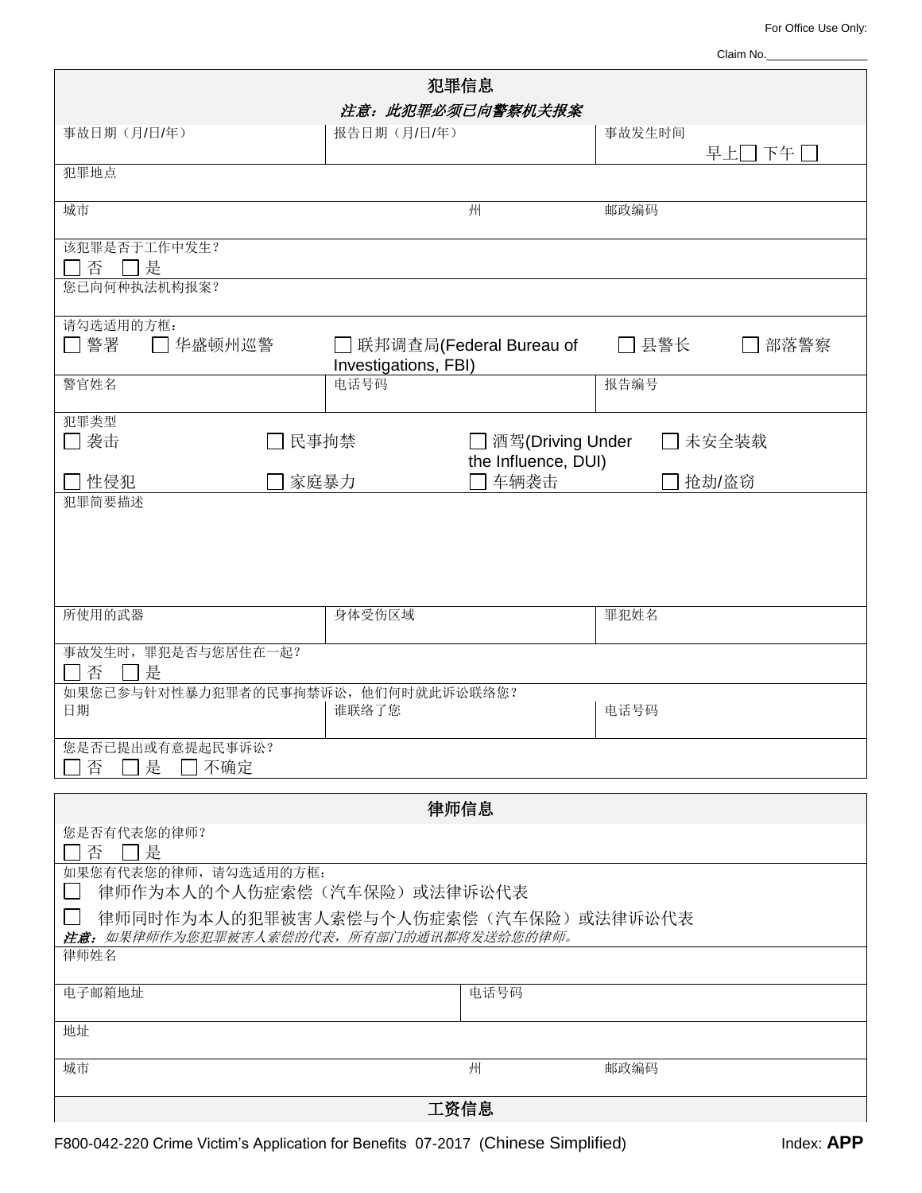For Office Use Only:

Claim No.________________

## 犯罪信息

***注意：此犯罪必须已向警察机关报案***

| 事故日期（月/日/年） | 报告日期（月/日/年） | 事故发生时间 早上☐ 下午☐ |
|---|---|---|

犯罪地点

| 城市 | 州 | 邮政编码 |
|---|---|---|

该犯罪是否于工作中发生？
☐ 否 ☐ 是

您已向何种执法机构报案？

请勾选适用的方框：
☐ 警署 ☐ 华盛顿州巡警 ☐ 联邦调查局(Federal Bureau of Investigations, FBI) ☐ 县警长 ☐ 部落警察

| 警官姓名 | 电话号码 | 报告编号 |
|---|---|---|

犯罪类型
☐ 袭击 ☐ 民事拘禁 ☐ 酒驾(Driving Under the Influence, DUI) ☐ 未安全装载
☐ 性侵犯 ☐ 家庭暴力 ☐ 车辆袭击 ☐ 抢劫/盗窃

犯罪简要描述

| 所使用的武器 | 身体受伤区域 | 罪犯姓名 |
|---|---|---|

事故发生时，罪犯是否与您居住在一起？
☐ 否 ☐ 是

如果您已参与针对性暴力犯罪者的民事拘禁诉讼，他们何时就此诉讼联络您？

| 日期 | 谁联络了您 | 电话号码 |
|---|---|---|

您是否已提出或有意提起民事诉讼？
☐ 否 ☐ 是 ☐ 不确定

## 律师信息

您是否有代表您的律师？
☐ 否 ☐ 是

如果您有代表您的律师，请勾选适用的方框：
☐ 律师作为本人的个人伤症索偿（汽车保险）或法律诉讼代表
☐ 律师同时作为本人的犯罪被害人索偿与个人伤症索偿（汽车保险）或法律诉讼代表

***注意：**如果律师作为您犯罪被害人索偿的代表，所有部门的通讯都将发送给您的律师。*

律师姓名

| 电子邮箱地址 | 电话号码 |
|---|---|

地址

| 城市 | 州 | 邮政编码 |
|---|---|---|

## 工资信息

F800-042-220 Crime Victim's Application for Benefits 07-2017 (Chinese Simplified) Index: **APP**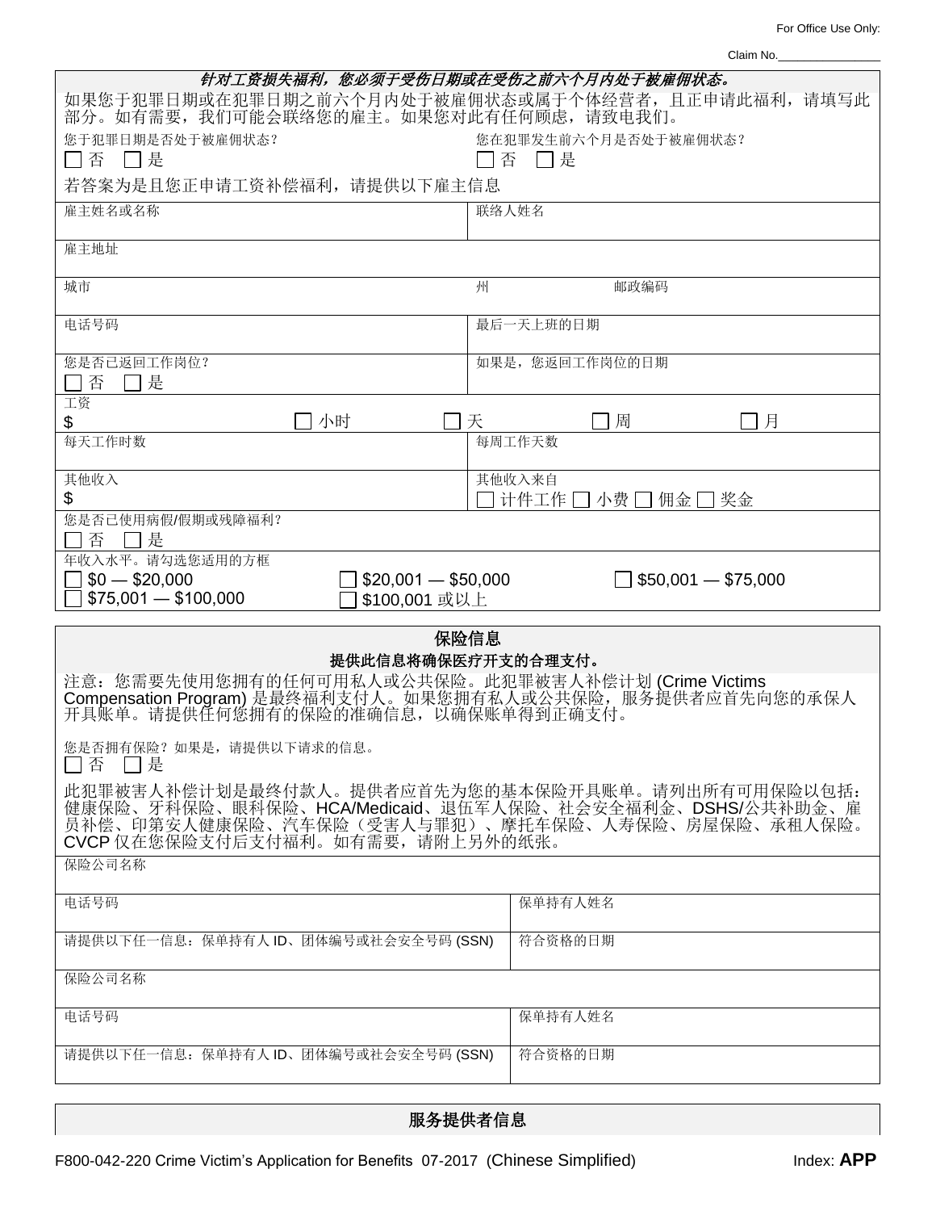For Office Use Only:

Claim No.________________

***针对工资损失福利，您必须于受伤日期或在受伤之前六个月内处于被雇佣状态。***

如果您于犯罪日期或在犯罪日期之前六个月内处于被雇佣状态或属于个体经营者，且正申请此福利，请填写此部分。如有需要，我们可能会联络您的雇主。如果您对此有任何顾虑，请致电我们。

| 您于犯罪日期是否处于被雇佣状态？<br>☐ 否 ☐ 是 | 您在犯罪发生前六个月是否处于被雇佣状态？<br>☐ 否 ☐ 是 |
|---|---|

若答案为是且您正申请工资补偿福利，请提供以下雇主信息

| 雇主姓名或名称 | 联络人姓名 |
|---|---|
| 雇主地址 | |
| 城市 | 州　　邮政编码 |
| 电话号码 | 最后一天上班的日期 |
| 您是否已返回工作岗位？<br>☐ 否 ☐ 是 | 如果是，您返回工作岗位的日期 |
| 工资<br>$　　☐ 小时　☐ 天 | ☐ 周　☐ 月 |
| 每天工作时数 | 每周工作天数 |
| 其他收入<br>$ | 其他收入来自<br>☐ 计件工作 ☐ 小费 ☐ 佣金 ☐ 奖金 |
| 您是否已使用病假/假期或残障福利？<br>☐ 否 ☐ 是 | |
| 年收入水平。请勾选您适用的方框<br>☐ $0 — $20,000　☐ $20,001 — $50,000<br>☐ $75,001 — $100,000　☐ $100,001 或以上 | ☐ $50,001 — $75,000 |

## 保险信息

**提供此信息将确保医疗开支的合理支付。**

注意：您需要先使用您拥有的任何可用私人或公共保险。此犯罪被害人补偿计划 (Crime Victims Compensation Program) 是最终福利支付人。如果您拥有私人或公共保险，服务提供者应首先向您的承保人开具账单。请提供任何您拥有的保险的准确信息，以确保账单得到正确支付。

您是否拥有保险？如果是，请提供以下请求的信息。
☐ 否 ☐ 是

此犯罪被害人补偿计划是最终付款人。提供者应首先为您的基本保险开具账单。请列出所有可用保险以包括：健康保险、牙科保险、眼科保险、HCA/Medicaid、退伍军人保险、社会安全福利金、DSHS/公共补助金、雇员补偿、印第安人健康保险、汽车保险（受害人与罪犯）、摩托车保险、人寿保险、房屋保险、承租人保险。CVCP 仅在您保险支付后支付福利。如有需要，请附上另外的纸张。

| 保险公司名称 | |
|---|---|
| 电话号码 | 保单持有人姓名 |
| 请提供以下任一信息：保单持有人 ID、团体编号或社会安全号码 (SSN) | 符合资格的日期 |
| 保险公司名称 | |
| 电话号码 | 保单持有人姓名 |
| 请提供以下任一信息：保单持有人 ID、团体编号或社会安全号码 (SSN) | 符合资格的日期 |

## 服务提供者信息

F800-042-220 Crime Victim’s Application for Benefits 07-2017 (Chinese Simplified)　　Index: **APP**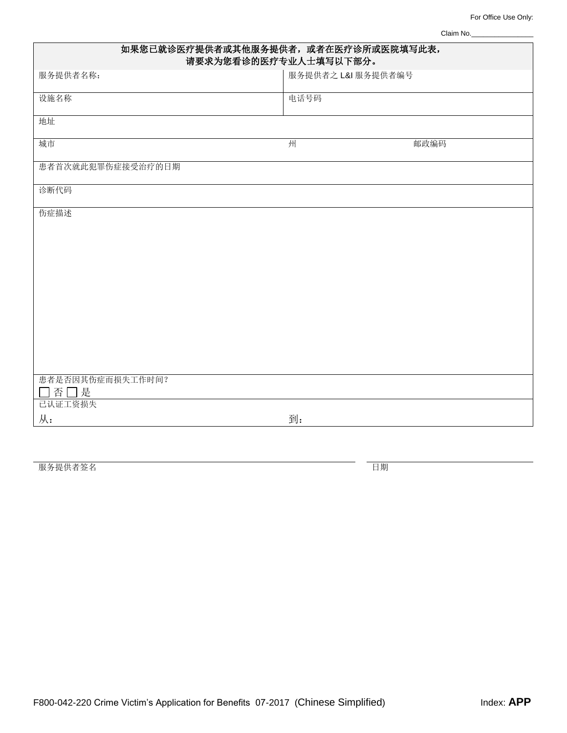For Office Use Only:

Claim No.________________

| 如果您已就诊医疗提供者或其他服务提供者，或者在医疗诊所或医院填写此表，请要求为您看诊的医疗专业人士填写以下部分。 | | |
|---|---|---|
| 服务提供者名称： | 服务提供者之 L&I 服务提供者编号 | |
| 设施名称 | 电话号码 | |
| 地址 | | |
| 城市 | 州 | 邮政编码 |
| 患者首次就此犯罪伤症接受治疗的日期 | | |
| 诊断代码 | | |
| 伤症描述 | | |
| 患者是否因其伤症而损失工作时间？<br>☐ 否 ☐ 是 | | |
| 已认证工资损失<br>从： | 到： | |

服务提供者签名 ________________________________ 日期 ________________

F800-042-220 Crime Victim's Application for Benefits 07-2017 (Chinese Simplified) Index: **APP**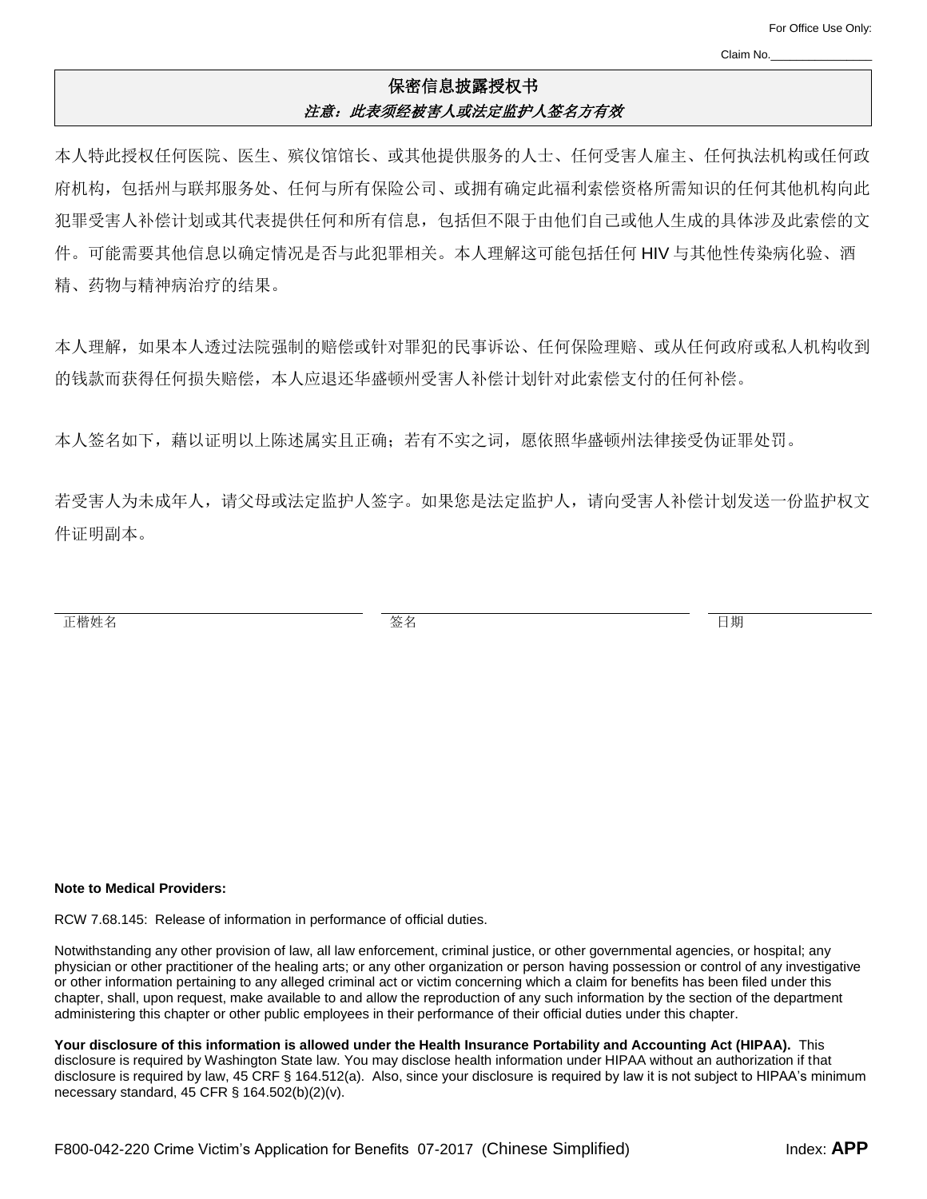For Office Use Only:

Claim No.________________

## 保密信息披露授权书

***注意：此表须经被害人或法定监护人签名方有效***

本人特此授权任何医院、医生、殡仪馆馆长、或其他提供服务的人士、任何受害人雇主、任何执法机构或任何政府机构，包括州与联邦服务处、任何与所有保险公司、或拥有确定此福利索偿资格所需知识的任何其他机构向此犯罪受害人补偿计划或其代表提供任何和所有信息，包括但不限于由他们自己或他人生成的具体涉及此索偿的文件。可能需要其他信息以确定情况是否与此犯罪相关。本人理解这可能包括任何 HIV 与其他性传染病化验、酒精、药物与精神病治疗的结果。

本人理解，如果本人透过法院强制的赔偿或针对罪犯的民事诉讼、任何保险理赔、或从任何政府或私人机构收到的钱款而获得任何损失赔偿，本人应退还华盛顿州受害人补偿计划针对此索偿支付的任何补偿。

本人签名如下，藉以证明以上陈述属实且正确；若有不实之词，愿依照华盛顿州法律接受伪证罪处罚。

若受害人为未成年人，请父母或法定监护人签字。如果您是法定监护人，请向受害人补偿计划发送一份监护权文件证明副本。

| | | |
|---|---|---|
| 正楷姓名 | 签名 | 日期 |

**Note to Medical Providers:**

RCW 7.68.145: Release of information in performance of official duties.

Notwithstanding any other provision of law, all law enforcement, criminal justice, or other governmental agencies, or hospital; any physician or other practitioner of the healing arts; or any other organization or person having possession or control of any investigative or other information pertaining to any alleged criminal act or victim concerning which a claim for benefits has been filed under this chapter, shall, upon request, make available to and allow the reproduction of any such information by the section of the department administering this chapter or other public employees in their performance of their official duties under this chapter.

**Your disclosure of this information is allowed under the Health Insurance Portability and Accounting Act (HIPAA).** This disclosure is required by Washington State law. You may disclose health information under HIPAA without an authorization if that disclosure is required by law, 45 CRF § 164.512(a). Also, since your disclosure is required by law it is not subject to HIPAA's minimum necessary standard, 45 CFR § 164.502(b)(2)(v).

F800-042-220 Crime Victim's Application for Benefits 07-2017 (Chinese Simplified) Index: **APP**